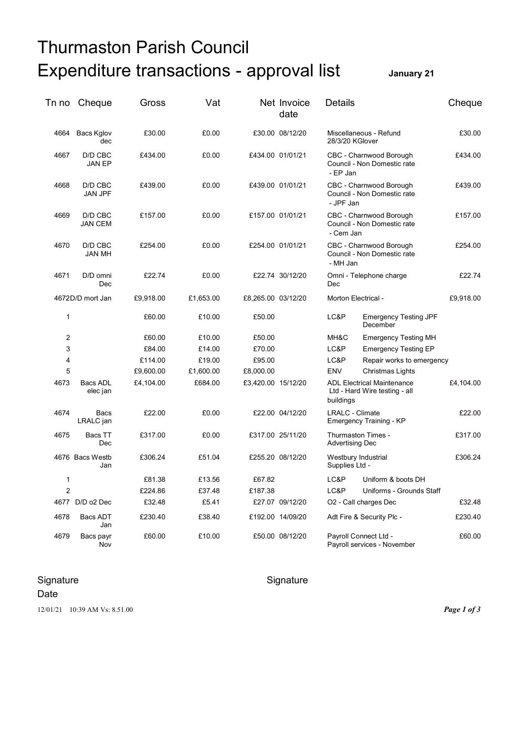# Thurmaston Parish Council

# Expenditure transactions - approval list

**January 21**

| Tn no | Cheque | Gross | Vat | Net | Invoice date | Details | | Cheque |
|---|---|---|---|---|---|---|---|---|
| 4664 | Bacs Kglov dec | £30.00 | £0.00 | £30.00 | 08/12/20 | Miscellaneous - Refund 28/3/20 KGlover | | £30.00 |
| 4667 | D/D CBC JAN EP | £434.00 | £0.00 | £434.00 | 01/01/21 | CBC - Charnwood Borough Council - Non Domestic rate - EP Jan | | £434.00 |
| 4668 | D/D CBC JAN JPF | £439.00 | £0.00 | £439.00 | 01/01/21 | CBC - Charnwood Borough Council - Non Domestic rate - JPF Jan | | £439.00 |
| 4669 | D/D CBC JAN CEM | £157.00 | £0.00 | £157.00 | 01/01/21 | CBC - Charnwood Borough Council - Non Domestic rate - Cem Jan | | £157.00 |
| 4670 | D/D CBC JAN MH | £254.00 | £0.00 | £254.00 | 01/01/21 | CBC - Charnwood Borough Council - Non Domestic rate - MH Jan | | £254.00 |
| 4671 | D/D omni Dec | £22.74 | £0.00 | £22.74 | 30/12/20 | Omni - Telephone charge Dec | | £22.74 |
| 4672 | D/D mort Jan | £9,918.00 | £1,653.00 | £8,265.00 | 03/12/20 | Morton Electrical - | | £9,918.00 |
| 1 | | £60.00 | £10.00 | £50.00 | | LC&P | Emergency Testing JPF December | |
| 2 | | £60.00 | £10.00 | £50.00 | | MH&C | Emergency Testing MH | |
| 3 | | £84.00 | £14.00 | £70.00 | | LC&P | Emergency Testing EP | |
| 4 | | £114.00 | £19.00 | £95.00 | | LC&P | Repair works to emergency | |
| 5 | | £9,600.00 | £1,600.00 | £8,000.00 | | ENV | Christmas Lights | |
| 4673 | Bacs ADL elec jan | £4,104.00 | £684.00 | £3,420.00 | 15/12/20 | ADL Electrical Maintenance Ltd - Hard Wire testing - all buildings | | £4,104.00 |
| 4674 | Bacs LRALC jan | £22.00 | £0.00 | £22.00 | 04/12/20 | LRALC - Climate Emergency Training - KP | | £22.00 |
| 4675 | Bacs TT Dec | £317.00 | £0.00 | £317.00 | 25/11/20 | Thurmaston Times - Advertising Dec | | £317.00 |
| 4676 | Bacs Westb Jan | £306.24 | £51.04 | £255.20 | 08/12/20 | Westbury Industrial Supplies Ltd - | | £306.24 |
| 1 | | £81.38 | £13.56 | £67.82 | | LC&P | Uniform & boots DH | |
| 2 | | £224.86 | £37.48 | £187.38 | | LC&P | Uniforms - Grounds Staff | |
| 4677 | D/D o2 Dec | £32.48 | £5.41 | £27.07 | 09/12/20 | O2 - Call charges Dec | | £32.48 |
| 4678 | Bacs ADT Jan | £230.40 | £38.40 | £192.00 | 14/09/20 | Adt Fire & Security Plc - | | £230.40 |
| 4679 | Bacs payr Nov | £60.00 | £10.00 | £50.00 | 08/12/20 | Payroll Connect Ltd - Payroll services - November | | £60.00 |

Signature

Date

Signature

12/01/21 10:39 AM Vs: 8.51.00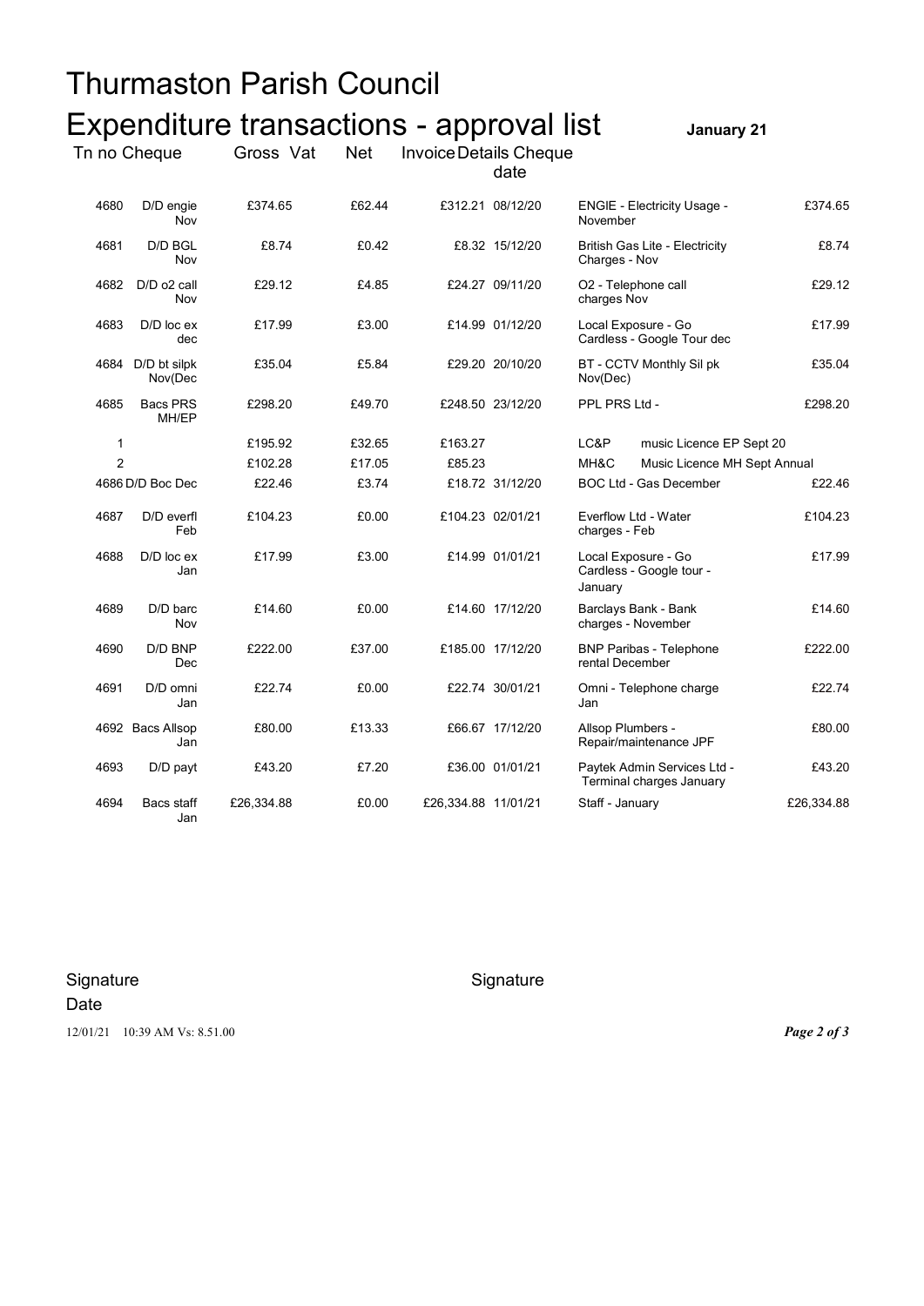# Thurmaston Parish Council

## Expenditure transactions - approval list

**January 21**

| Tn no | Cheque | Gross | Vat | Net | Invoice date | Details | Cheque |
|---|---|---|---|---|---|---|---|
| 4680 | D/D engie Nov | £374.65 | £62.44 | £312.21 | 08/12/20 | ENGIE - Electricity Usage - November | £374.65 |
| 4681 | D/D BGL Nov | £8.74 | £0.42 | £8.32 | 15/12/20 | British Gas Lite - Electricity Charges - Nov | £8.74 |
| 4682 | D/D o2 call Nov | £29.12 | £4.85 | £24.27 | 09/11/20 | O2 - Telephone call charges Nov | £29.12 |
| 4683 | D/D loc ex dec | £17.99 | £3.00 | £14.99 | 01/12/20 | Local Exposure - Go Cardless - Google Tour dec | £17.99 |
| 4684 | D/D bt silpk Nov(Dec | £35.04 | £5.84 | £29.20 | 20/10/20 | BT - CCTV Monthly Sil pk Nov(Dec) | £35.04 |
| 4685 | Bacs PRS MH/EP | £298.20 | £49.70 | £248.50 | 23/12/20 | PPL PRS Ltd - | £298.20 |
| 1 | | £195.92 | £32.65 | £163.27 | | LC&P music Licence EP Sept 20 | |
| 2 | | £102.28 | £17.05 | £85.23 | | MH&C Music Licence MH Sept Annual | |
| 4686 | D/D Boc Dec | £22.46 | £3.74 | £18.72 | 31/12/20 | BOC Ltd - Gas December | £22.46 |
| 4687 | D/D everfl Feb | £104.23 | £0.00 | £104.23 | 02/01/21 | Everflow Ltd - Water charges - Feb | £104.23 |
| 4688 | D/D loc ex Jan | £17.99 | £3.00 | £14.99 | 01/01/21 | Local Exposure - Go Cardless - Google tour - January | £17.99 |
| 4689 | D/D barc Nov | £14.60 | £0.00 | £14.60 | 17/12/20 | Barclays Bank - Bank charges - November | £14.60 |
| 4690 | D/D BNP Dec | £222.00 | £37.00 | £185.00 | 17/12/20 | BNP Paribas - Telephone rental December | £222.00 |
| 4691 | D/D omni Jan | £22.74 | £0.00 | £22.74 | 30/01/21 | Omni - Telephone charge Jan | £22.74 |
| 4692 | Bacs Allsop Jan | £80.00 | £13.33 | £66.67 | 17/12/20 | Allsop Plumbers - Repair/maintenance JPF | £80.00 |
| 4693 | D/D payt | £43.20 | £7.20 | £36.00 | 01/01/21 | Paytek Admin Services Ltd - Terminal charges January | £43.20 |
| 4694 | Bacs staff Jan | £26,334.88 | £0.00 | £26,334.88 | 11/01/21 | Staff - January | £26,334.88 |

Signature

Date

Signature

12/01/21 10:39 AM Vs: 8.51.00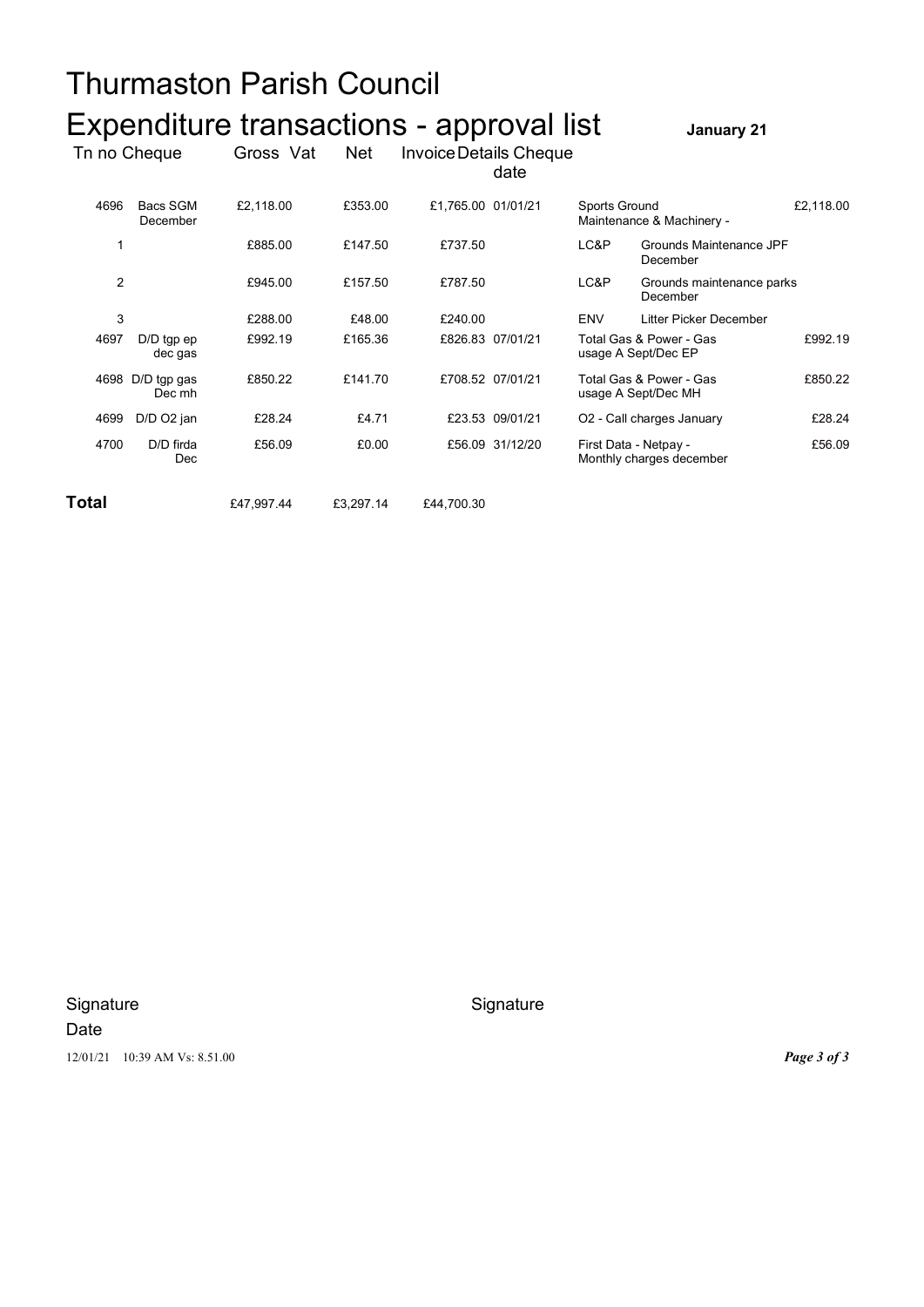# Thurmaston Parish Council

## Expenditure transactions - approval list

**January 21**

| Tn no | Cheque | Gross | Vat | Net | Invoice date | Details | | Cheque |
|---|---|---|---|---|---|---|---|---|
| 4696 | Bacs SGM December | £2,118.00 | £353.00 | £1,765.00 | 01/01/21 | Sports Ground Maintenance & Machinery - | | £2,118.00 |
| 1 | | £885.00 | £147.50 | £737.50 | | LC&P | Grounds Maintenance JPF December | |
| 2 | | £945.00 | £157.50 | £787.50 | | LC&P | Grounds maintenance parks December | |
| 3 | | £288.00 | £48.00 | £240.00 | | ENV | Litter Picker December | |
| 4697 | D/D tgp ep dec gas | £992.19 | £165.36 | £826.83 | 07/01/21 | Total Gas & Power - Gas usage A Sept/Dec EP | | £992.19 |
| 4698 | D/D tgp gas Dec mh | £850.22 | £141.70 | £708.52 | 07/01/21 | Total Gas & Power - Gas usage A Sept/Dec MH | | £850.22 |
| 4699 | D/D O2 jan | £28.24 | £4.71 | £23.53 | 09/01/21 | O2 - Call charges January | | £28.24 |
| 4700 | D/D firda Dec | £56.09 | £0.00 | £56.09 | 31/12/20 | First Data - Netpay - Monthly charges december | | £56.09 |
| **Total** | | £47,997.44 | £3,297.14 | £44,700.30 | | | | |

Signature

Signature

Date

12/01/21 10:39 AM Vs: 8.51.00